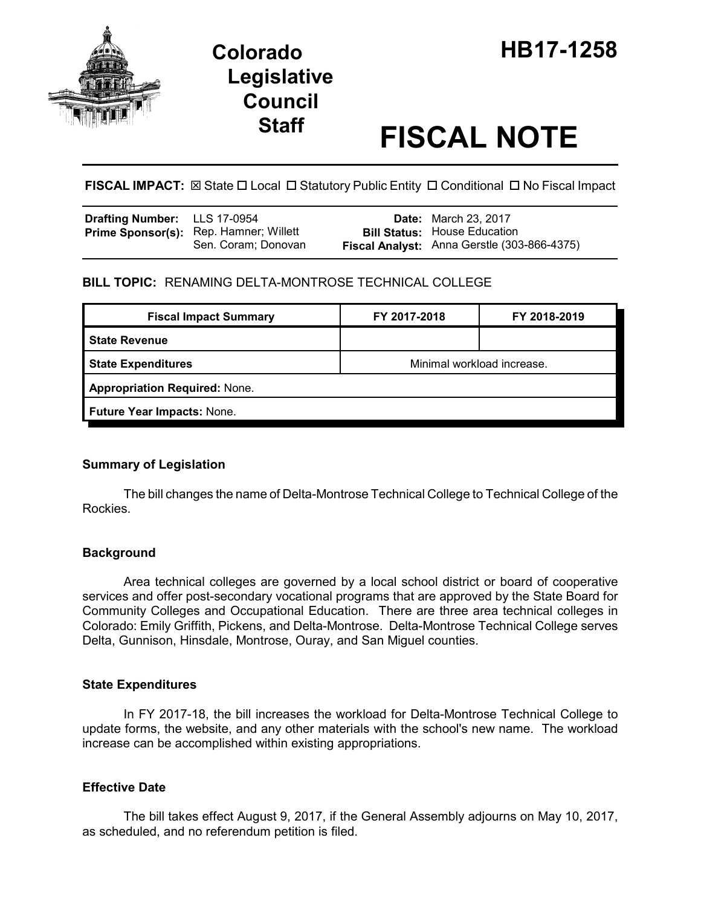# Colorado Legislative Council Staff

# HB17-1258

# FISCAL NOTE

**FISCAL IMPACT:** ☒ State ☐ Local ☐ Statutory Public Entity ☐ Conditional ☐ No Fiscal Impact

| | | | |
|---|---|---|---|
| **Drafting Number:** | LLS 17-0954 | **Date:** | March 23, 2017 |
| **Prime Sponsor(s):** | Rep. Hamner; Willett<br>Sen. Coram; Donovan | **Bill Status:** | House Education |
| | | **Fiscal Analyst:** | Anna Gerstle (303-866-4375) |

**BILL TOPIC:** RENAMING DELTA-MONTROSE TECHNICAL COLLEGE

| Fiscal Impact Summary | FY 2017-2018 | FY 2018-2019 |
|---|---|---|
| **State Revenue** | | |
| **State Expenditures** | Minimal workload increase. | |
| **Appropriation Required:** None. | | |
| **Future Year Impacts:** None. | | |

### Summary of Legislation

The bill changes the name of Delta-Montrose Technical College to Technical College of the Rockies.

### Background

Area technical colleges are governed by a local school district or board of cooperative services and offer post-secondary vocational programs that are approved by the State Board for Community Colleges and Occupational Education. There are three area technical colleges in Colorado: Emily Griffith, Pickens, and Delta-Montrose. Delta-Montrose Technical College serves Delta, Gunnison, Hinsdale, Montrose, Ouray, and San Miguel counties.

### State Expenditures

In FY 2017-18, the bill increases the workload for Delta-Montrose Technical College to update forms, the website, and any other materials with the school's new name. The workload increase can be accomplished within existing appropriations.

### Effective Date

The bill takes effect August 9, 2017, if the General Assembly adjourns on May 10, 2017, as scheduled, and no referendum petition is filed.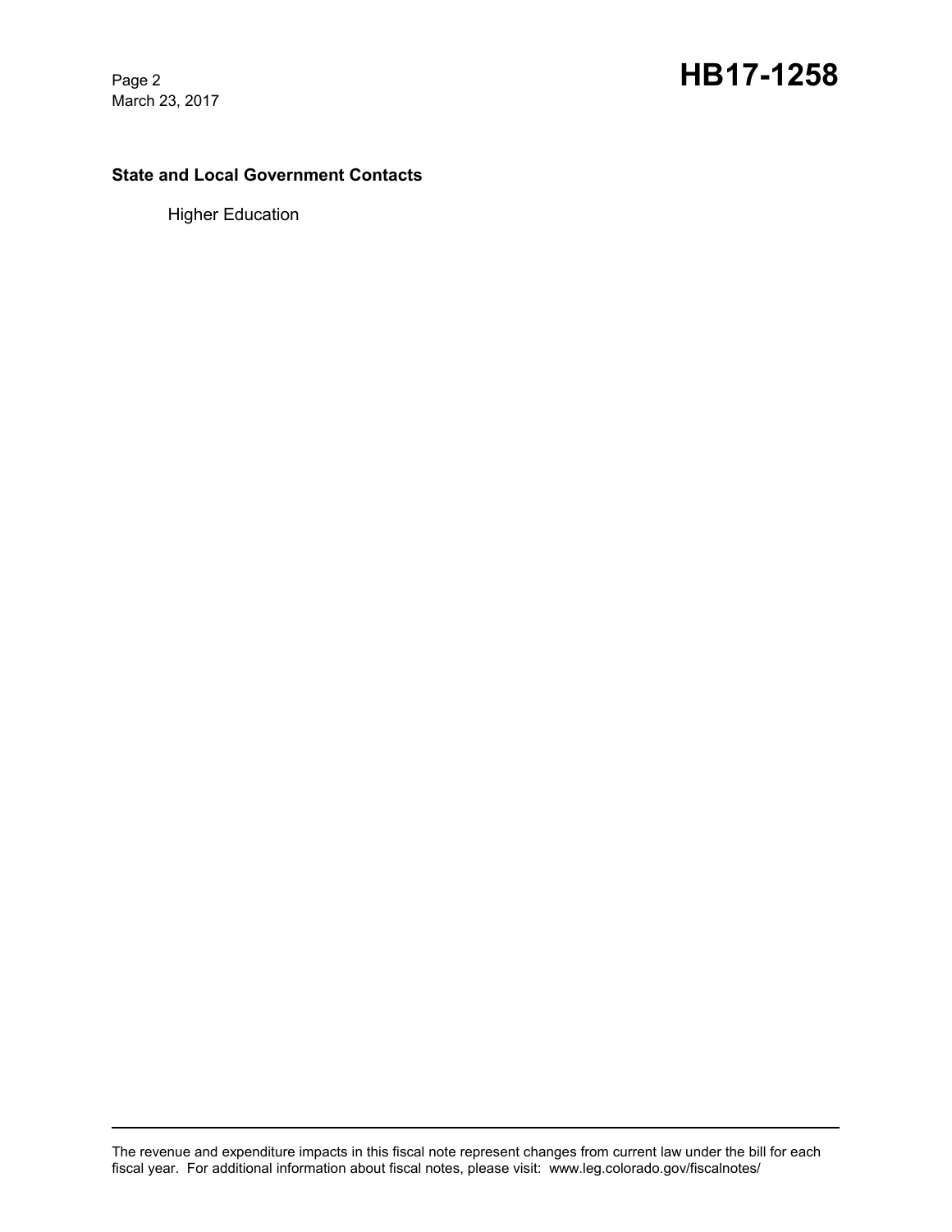### State and Local Government Contacts

Higher Education

The revenue and expenditure impacts in this fiscal note represent changes from current law under the bill for each fiscal year. For additional information about fiscal notes, please visit: www.leg.colorado.gov/fiscalnotes/